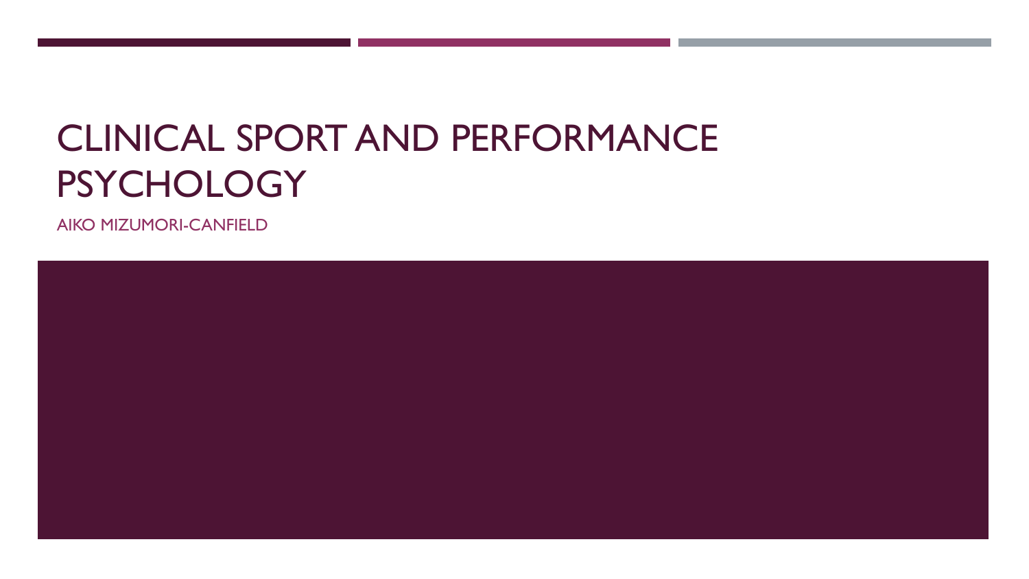# CLINICAL SPORT AND PERFORMANCE PSYCHOLOGY

AIKO MIZUMORI-CANFIELD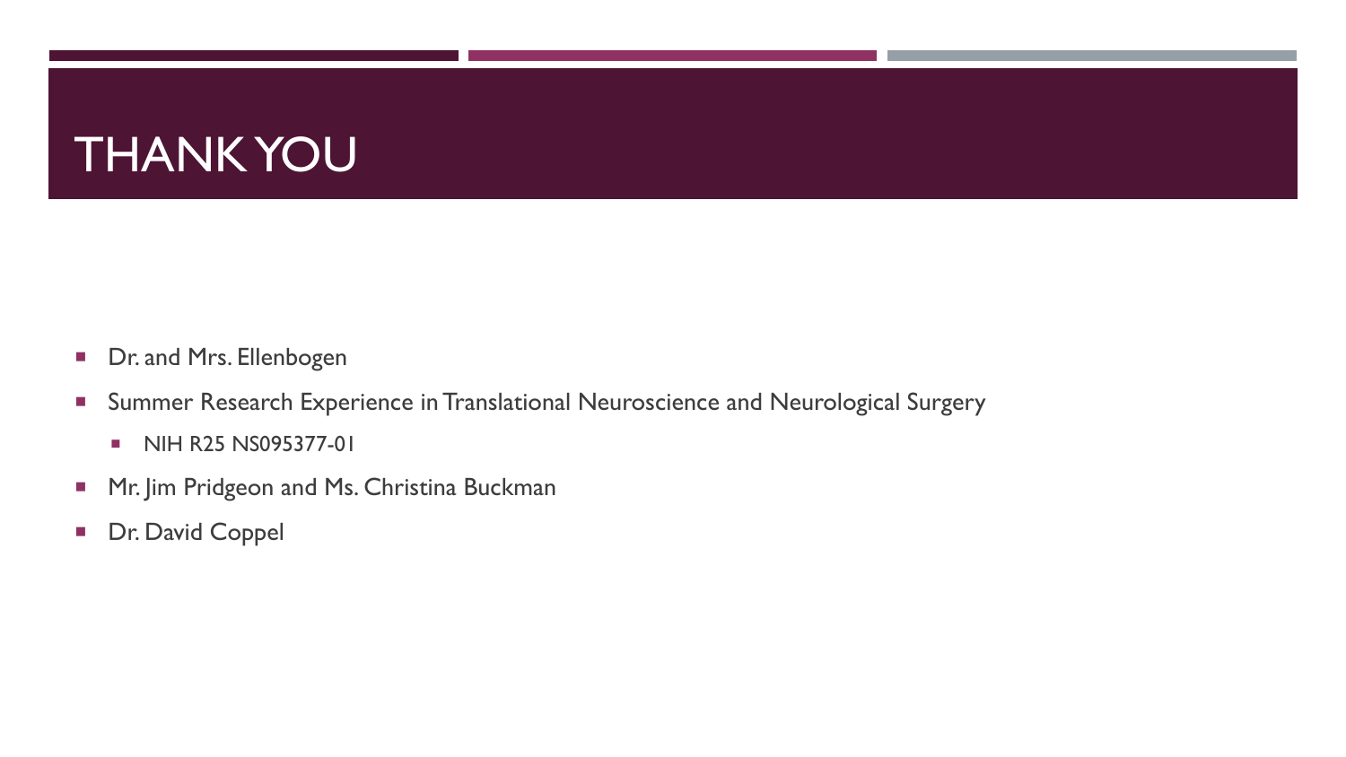# THANK YOU

- Dr. and Mrs. Ellenbogen
- Summer Research Experience in Translational Neuroscience and Neurological Surgery
  - NIH R25 NS095377-01
- Mr. Jim Pridgeon and Ms. Christina Buckman
- Dr. David Coppel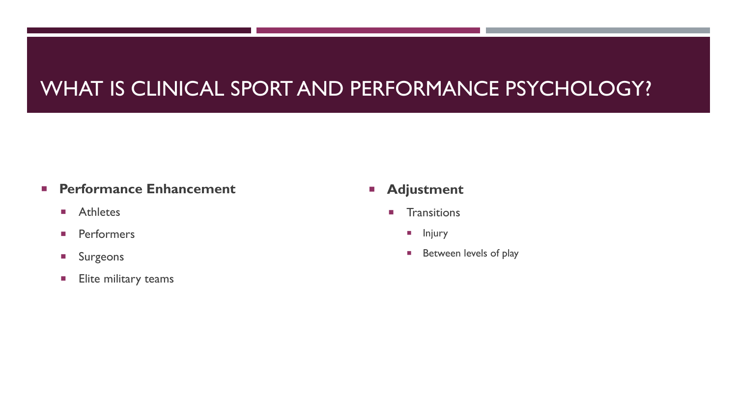# WHAT IS CLINICAL SPORT AND PERFORMANCE PSYCHOLOGY?

- **Performance Enhancement**
  - Athletes
  - Performers
  - Surgeons
  - Elite military teams

- **Adjustment**
  - Transitions
    - Injury
    - Between levels of play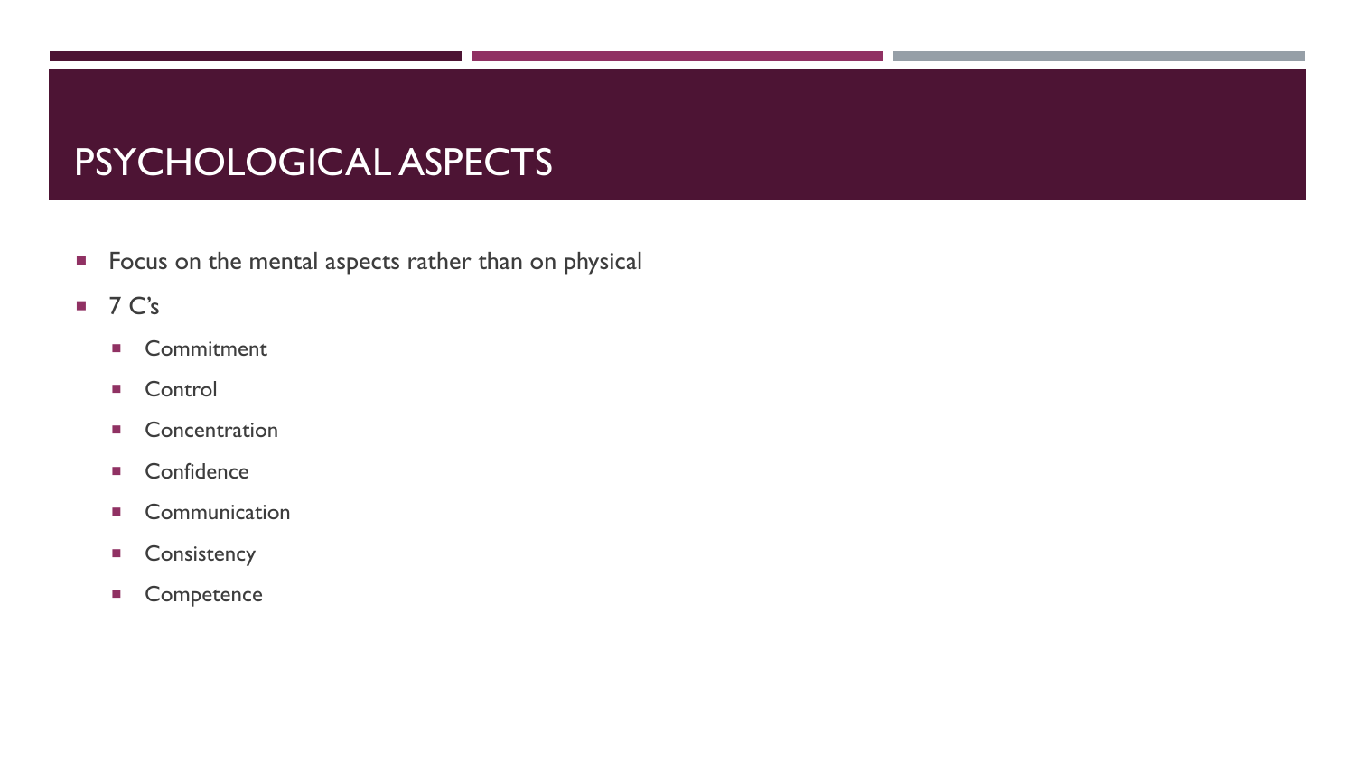# PSYCHOLOGICAL ASPECTS

- Focus on the mental aspects rather than on physical
- 7 C's
  - Commitment
  - Control
  - Concentration
  - Confidence
  - Communication
  - Consistency
  - Competence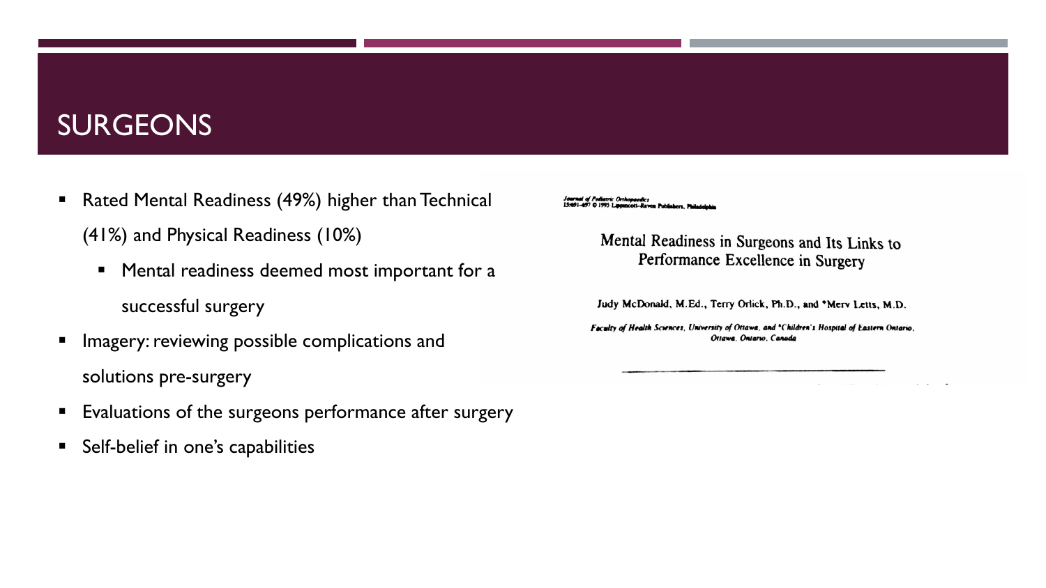# SURGEONS

- Rated Mental Readiness (49%) higher than Technical (41%) and Physical Readiness (10%)
  - Mental readiness deemed most important for a successful surgery
- Imagery: reviewing possible complications and solutions pre-surgery
- Evaluations of the surgeons performance after surgery
- Self-belief in one's capabilities

*Journal of Pediatric Orthopaedics*
15:691-697 © 1995 Lippincott–Raven Publishers, Philadelphia

Mental Readiness in Surgeons and Its Links to Performance Excellence in Surgery

Judy McDonald, M.Ed., Terry Orlick, Ph.D., and *Merv Letts, M.D.

*Faculty of Health Sciences, University of Ottawa, and *Children's Hospital of Eastern Ontario, Ottawa, Ontario, Canada*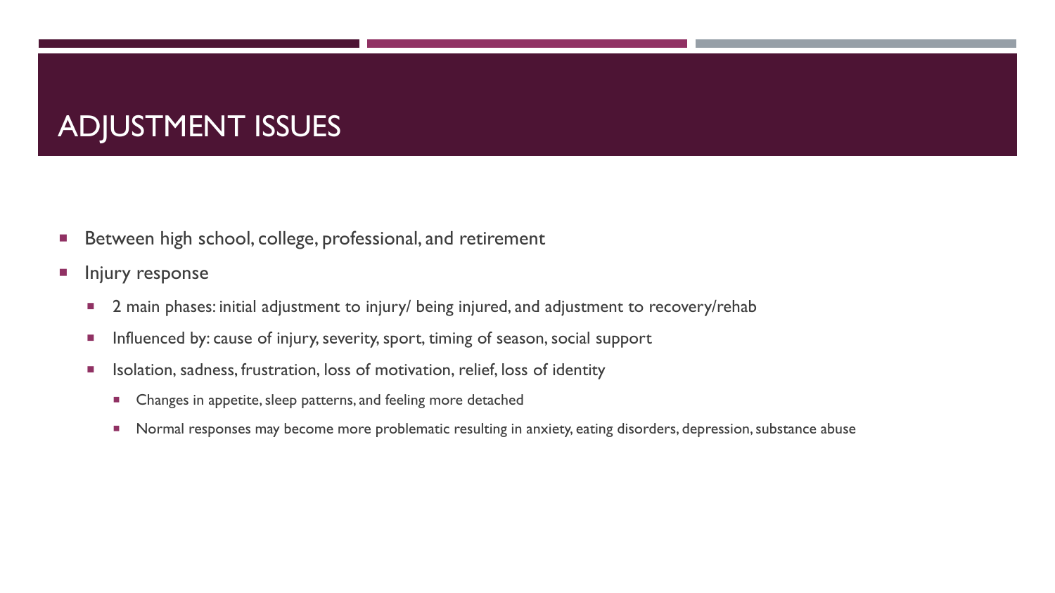# ADJUSTMENT ISSUES

- Between high school, college, professional, and retirement
- Injury response
  - 2 main phases: initial adjustment to injury/ being injured, and adjustment to recovery/rehab
  - Influenced by: cause of injury, severity, sport, timing of season, social support
  - Isolation, sadness, frustration, loss of motivation, relief, loss of identity
    - Changes in appetite, sleep patterns, and feeling more detached
    - Normal responses may become more problematic resulting in anxiety, eating disorders, depression, substance abuse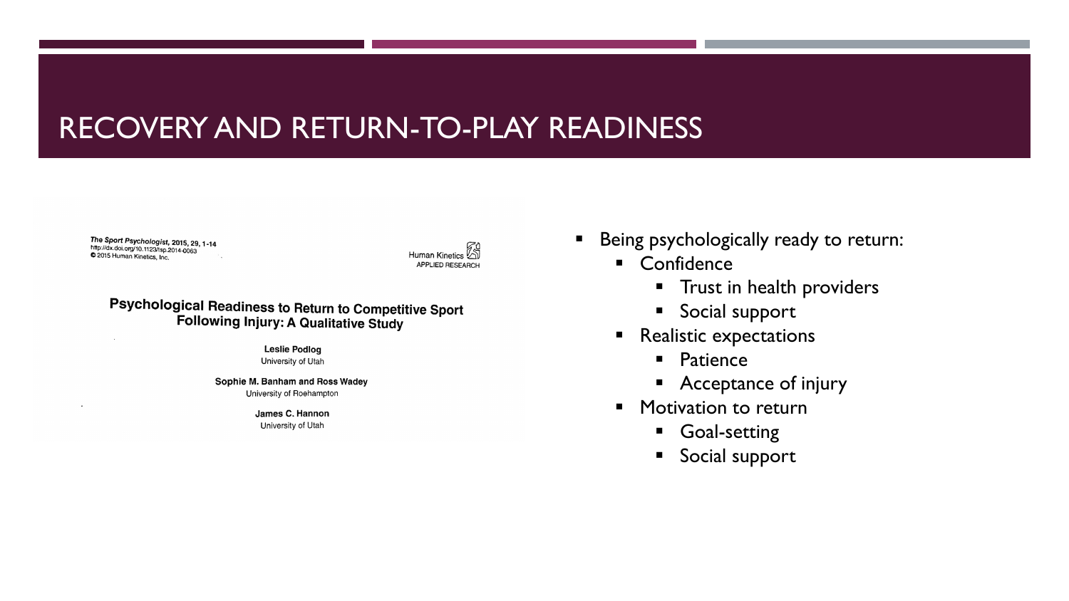# RECOVERY AND RETURN-TO-PLAY READINESS

*The Sport Psychologist*, 2015, 29, 1-14
http://dx.doi.org/10.1123/tsp.2014-0063
© 2015 Human Kinetics, Inc.

Human Kinetics
APPLIED RESEARCH

**Psychological Readiness to Return to Competitive Sport Following Injury: A Qualitative Study**

**Leslie Podlog**
University of Utah

**Sophie M. Banham and Ross Wadey**
University of Roehampton

**James C. Hannon**
University of Utah

- Being psychologically ready to return:
  - Confidence
    - Trust in health providers
    - Social support
  - Realistic expectations
    - Patience
    - Acceptance of injury
  - Motivation to return
    - Goal-setting
    - Social support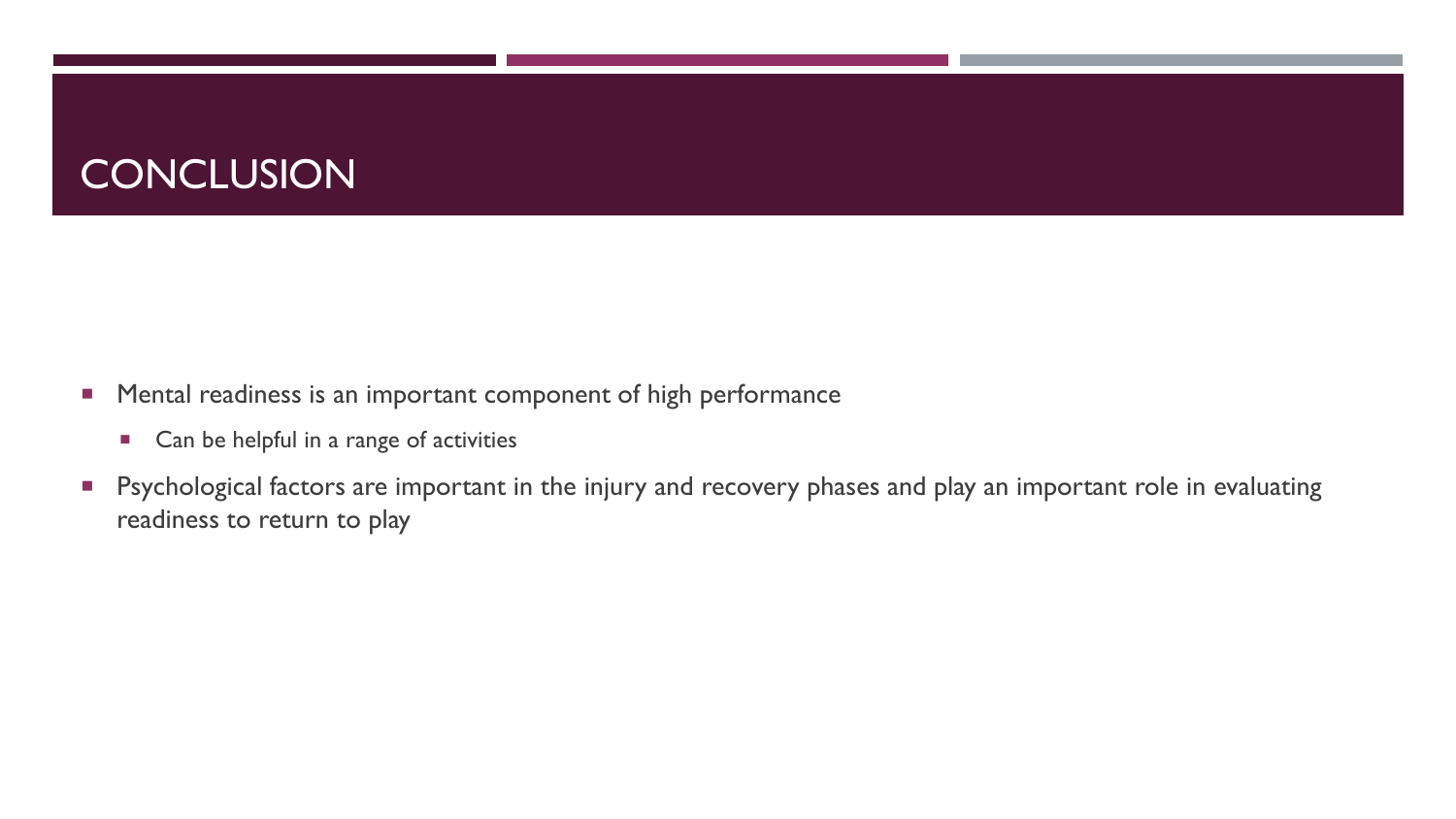# CONCLUSION

- Mental readiness is an important component of high performance
  - Can be helpful in a range of activities
- Psychological factors are important in the injury and recovery phases and play an important role in evaluating readiness to return to play